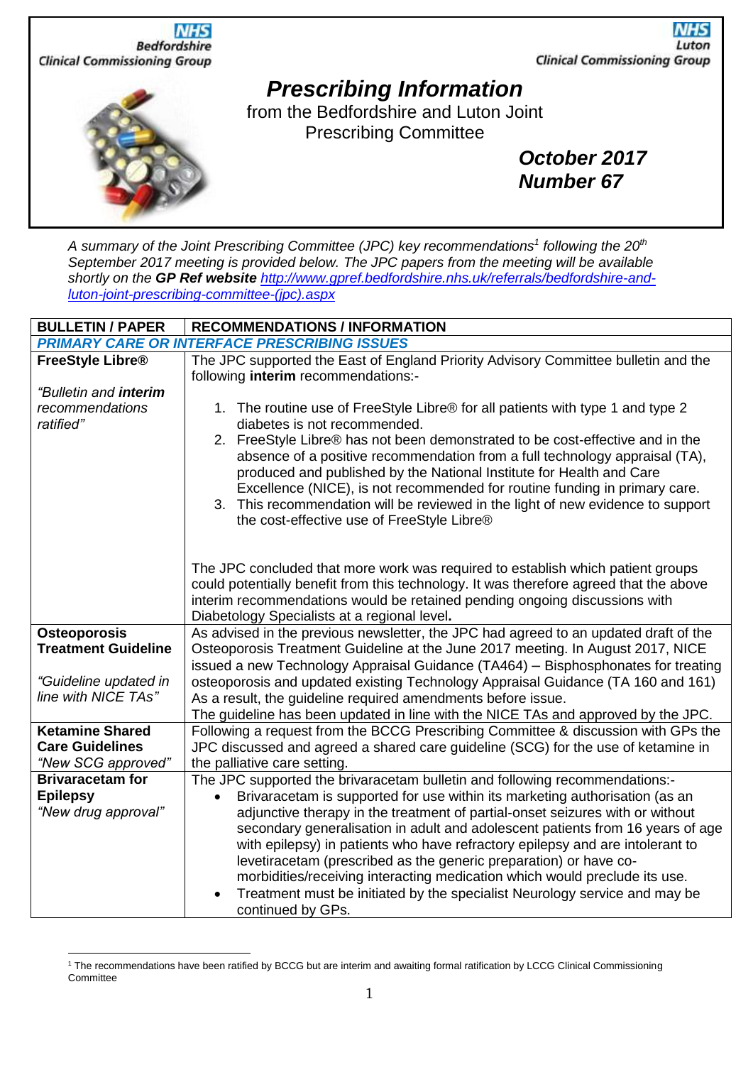NHS Bedfordshire Clinical Commissioning Group

NHS Luton Clinical Commissioning Group

# *Prescribing Information*

from the Bedfordshire and Luton Joint Prescribing Committee

***October 2017***
***Number 67***

*A summary of the Joint Prescribing Committee (JPC) key recommendations[1] following the 20[th] September 2017 meeting is provided below. The JPC papers from the meeting will be available shortly on the **GP Ref website** [http://www.gpref.bedfordshire.nhs.uk/referrals/bedfordshire-and-luton-joint-prescribing-committee-(jpc).aspx](http://www.gpref.bedfordshire.nhs.uk/referrals/bedfordshire-and-luton-joint-prescribing-committee-(jpc).aspx)*

| BULLETIN / PAPER | RECOMMENDATIONS / INFORMATION |
|---|---|
| ***PRIMARY CARE OR INTERFACE PRESCRIBING ISSUES*** | |
| **FreeStyle Libre®**<br><br>*"Bulletin and **interim** recommendations ratified"* | The JPC supported the East of England Priority Advisory Committee bulletin and the following **interim** recommendations:-<br><br>1. The routine use of FreeStyle Libre® for all patients with type 1 and type 2 diabetes is not recommended.<br>2. FreeStyle Libre® has not been demonstrated to be cost-effective and in the absence of a positive recommendation from a full technology appraisal (TA), produced and published by the National Institute for Health and Care Excellence (NICE), is not recommended for routine funding in primary care.<br>3. This recommendation will be reviewed in the light of new evidence to support the cost-effective use of FreeStyle Libre®<br><br>The JPC concluded that more work was required to establish which patient groups could potentially benefit from this technology. It was therefore agreed that the above interim recommendations would be retained pending ongoing discussions with Diabetology Specialists at a regional level**.** |
| **Osteoporosis Treatment Guideline**<br><br>*"Guideline updated in line with NICE TAs"* | As advised in the previous newsletter, the JPC had agreed to an updated draft of the Osteoporosis Treatment Guideline at the June 2017 meeting. In August 2017, NICE issued a new Technology Appraisal Guidance (TA464) – Bisphosphonates for treating osteoporosis and updated existing Technology Appraisal Guidance (TA 160 and 161) As a result, the guideline required amendments before issue.<br>The guideline has been updated in line with the NICE TAs and approved by the JPC. |
| **Ketamine Shared Care Guidelines**<br>*"New SCG approved"* | Following a request from the BCCG Prescribing Committee & discussion with GPs the JPC discussed and agreed a shared care guideline (SCG) for the use of ketamine in the palliative care setting. |
| **Brivaracetam for Epilepsy**<br>*"New drug approval"* | The JPC supported the brivaracetam bulletin and following recommendations:-<br>• Brivaracetam is supported for use within its marketing authorisation (as an adjunctive therapy in the treatment of partial-onset seizures with or without secondary generalisation in adult and adolescent patients from 16 years of age with epilepsy) in patients who have refractory epilepsy and are intolerant to levetiracetam (prescribed as the generic preparation) or have co-morbidities/receiving interacting medication which would preclude its use.<br>• Treatment must be initiated by the specialist Neurology service and may be continued by GPs. |

[1] The recommendations have been ratified by BCCG but are interim and awaiting formal ratification by LCCG Clinical Commissioning Committee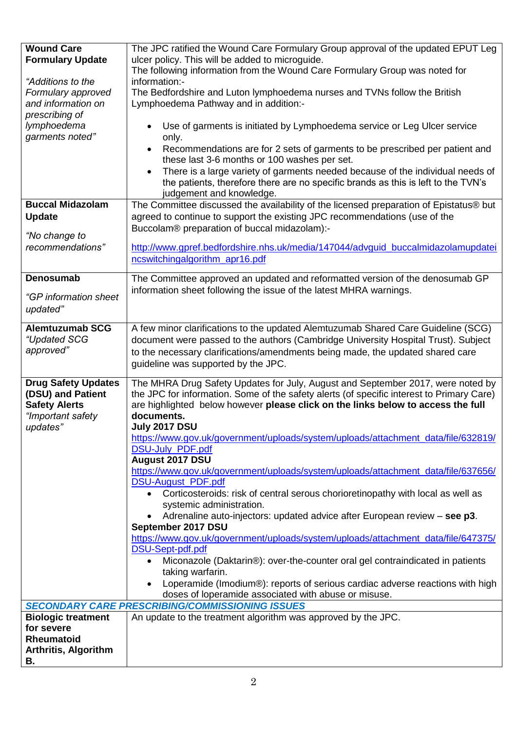| | |
|---|---|
| **Wound Care Formulary Update**<br><br>*"Additions to the Formulary approved and information on prescribing of lymphoedema garments noted"* | The JPC ratified the Wound Care Formulary Group approval of the updated EPUT Leg ulcer policy. This will be added to microguide.<br>The following information from the Wound Care Formulary Group was noted for information:-<br>The Bedfordshire and Luton lymphoedema nurses and TVNs follow the British Lymphoedema Pathway and in addition:-<br>• Use of garments is initiated by Lymphoedema service or Leg Ulcer service only.<br>• Recommendations are for 2 sets of garments to be prescribed per patient and these last 3-6 months or 100 washes per set.<br>• There is a large variety of garments needed because of the individual needs of the patients, therefore there are no specific brands as this is left to the TVN's judgement and knowledge. |
| **Buccal Midazolam Update**<br><br>*"No change to recommendations"* | The Committee discussed the availability of the licensed preparation of Epistatus® but agreed to continue to support the existing JPC recommendations (use of the Buccolam® preparation of buccal midazolam):-<br><br>http://www.gpref.bedfordshire.nhs.uk/media/147044/advguid_buccalmidazolamupdateincswitchingalgorithm_apr16.pdf |
| **Denosumab**<br><br>*"GP information sheet updated"* | The Committee approved an updated and reformatted version of the denosumab GP information sheet following the issue of the latest MHRA warnings. |
| **Alemtuzumab SCG**<br>*"Updated SCG approved"* | A few minor clarifications to the updated Alemtuzumab Shared Care Guideline (SCG) document were passed to the authors (Cambridge University Hospital Trust). Subject to the necessary clarifications/amendments being made, the updated shared care guideline was supported by the JPC. |
| **Drug Safety Updates (DSU) and Patient Safety Alerts**<br>*"Important safety updates"* | The MHRA Drug Safety Updates for July, August and September 2017, were noted by the JPC for information. Some of the safety alerts (of specific interest to Primary Care) are highlighted below however **please click on the links below to access the full documents.**<br>**July 2017 DSU**<br>https://www.gov.uk/government/uploads/system/uploads/attachment_data/file/632819/DSU-July_PDF.pdf<br>**August 2017 DSU**<br>https://www.gov.uk/government/uploads/system/uploads/attachment_data/file/637656/DSU-August_PDF.pdf<br>• Corticosteroids: risk of central serous chorioretinopathy with local as well as systemic administration.<br>• Adrenaline auto-injectors: updated advice after European review – **see p3**.<br>**September 2017 DSU**<br>https://www.gov.uk/government/uploads/system/uploads/attachment_data/file/647375/DSU-Sept-pdf.pdf<br>• Miconazole (Daktarin®): over-the-counter oral gel contraindicated in patients taking warfarin.<br>• Loperamide (Imodium®): reports of serious cardiac adverse reactions with high doses of loperamide associated with abuse or misuse. |
| ***SECONDARY CARE PRESCRIBING/COMMISSIONING ISSUES*** | |
| **Biologic treatment for severe Rheumatoid Arthritis, Algorithm B.** | An update to the treatment algorithm was approved by the JPC. |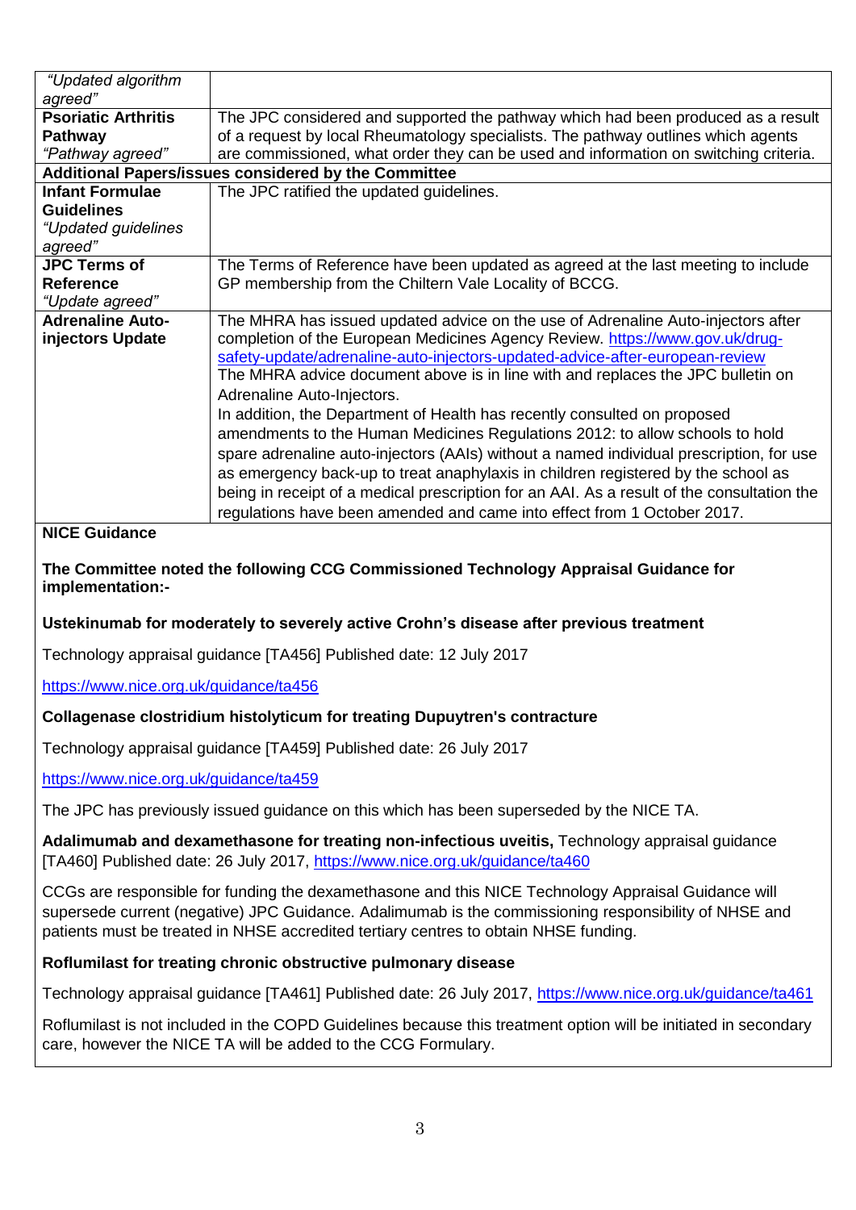| | |
|---|---|
| *"Updated algorithm agreed"* | |
| **Psoriatic Arthritis Pathway** *"Pathway agreed"* | The JPC considered and supported the pathway which had been produced as a result of a request by local Rheumatology specialists. The pathway outlines which agents are commissioned, what order they can be used and information on switching criteria. |
| **Additional Papers/issues considered by the Committee** | |
| **Infant Formulae Guidelines** *"Updated guidelines agreed"* | The JPC ratified the updated guidelines. |
| **JPC Terms of Reference** *"Update agreed"* | The Terms of Reference have been updated as agreed at the last meeting to include GP membership from the Chiltern Vale Locality of BCCG. |
| **Adrenaline Auto-injectors Update** | The MHRA has issued updated advice on the use of Adrenaline Auto-injectors after completion of the European Medicines Agency Review. https://www.gov.uk/drug-safety-update/adrenaline-auto-injectors-updated-advice-after-european-review The MHRA advice document above is in line with and replaces the JPC bulletin on Adrenaline Auto-Injectors. In addition, the Department of Health has recently consulted on proposed amendments to the Human Medicines Regulations 2012: to allow schools to hold spare adrenaline auto-injectors (AAIs) without a named individual prescription, for use as emergency back-up to treat anaphylaxis in children registered by the school as being in receipt of a medical prescription for an AAI. As a result of the consultation the regulations have been amended and came into effect from 1 October 2017. |

**NICE Guidance**

**The Committee noted the following CCG Commissioned Technology Appraisal Guidance for implementation:-**

**Ustekinumab for moderately to severely active Crohn's disease after previous treatment**

Technology appraisal guidance [TA456] Published date: 12 July 2017

https://www.nice.org.uk/guidance/ta456

**Collagenase clostridium histolyticum for treating Dupuytren's contracture**

Technology appraisal guidance [TA459] Published date: 26 July 2017

https://www.nice.org.uk/guidance/ta459

The JPC has previously issued guidance on this which has been superseded by the NICE TA.

**Adalimumab and dexamethasone for treating non-infectious uveitis,** Technology appraisal guidance [TA460] Published date: 26 July 2017, https://www.nice.org.uk/guidance/ta460

CCGs are responsible for funding the dexamethasone and this NICE Technology Appraisal Guidance will supersede current (negative) JPC Guidance. Adalimumab is the commissioning responsibility of NHSE and patients must be treated in NHSE accredited tertiary centres to obtain NHSE funding.

**Roflumilast for treating chronic obstructive pulmonary disease**

Technology appraisal guidance [TA461] Published date: 26 July 2017, https://www.nice.org.uk/guidance/ta461

Roflumilast is not included in the COPD Guidelines because this treatment option will be initiated in secondary care, however the NICE TA will be added to the CCG Formulary.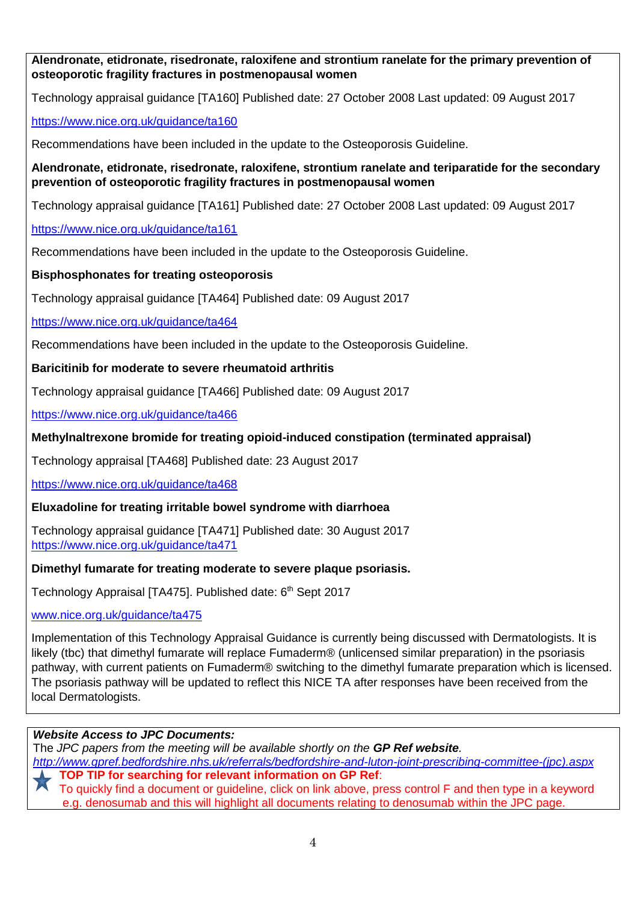**Alendronate, etidronate, risedronate, raloxifene and strontium ranelate for the primary prevention of osteoporotic fragility fractures in postmenopausal women**

Technology appraisal guidance [TA160] Published date: 27 October 2008 Last updated: 09 August 2017

https://www.nice.org.uk/guidance/ta160

Recommendations have been included in the update to the Osteoporosis Guideline.

**Alendronate, etidronate, risedronate, raloxifene, strontium ranelate and teriparatide for the secondary prevention of osteoporotic fragility fractures in postmenopausal women**

Technology appraisal guidance [TA161] Published date: 27 October 2008 Last updated: 09 August 2017

https://www.nice.org.uk/guidance/ta161

Recommendations have been included in the update to the Osteoporosis Guideline.

**Bisphosphonates for treating osteoporosis**

Technology appraisal guidance [TA464] Published date: 09 August 2017

https://www.nice.org.uk/guidance/ta464

Recommendations have been included in the update to the Osteoporosis Guideline.

**Baricitinib for moderate to severe rheumatoid arthritis**

Technology appraisal guidance [TA466] Published date: 09 August 2017

https://www.nice.org.uk/guidance/ta466

**Methylnaltrexone bromide for treating opioid-induced constipation (terminated appraisal)**

Technology appraisal [TA468] Published date: 23 August 2017

https://www.nice.org.uk/guidance/ta468

**Eluxadoline for treating irritable bowel syndrome with diarrhoea**

Technology appraisal guidance [TA471] Published date: 30 August 2017
https://www.nice.org.uk/guidance/ta471

**Dimethyl fumarate for treating moderate to severe plaque psoriasis.**

Technology Appraisal [TA475]. Published date: 6th Sept 2017

www.nice.org.uk/guidance/ta475

Implementation of this Technology Appraisal Guidance is currently being discussed with Dermatologists. It is likely (tbc) that dimethyl fumarate will replace Fumaderm® (unlicensed similar preparation) in the psoriasis pathway, with current patients on Fumaderm® switching to the dimethyl fumarate preparation which is licensed. The psoriasis pathway will be updated to reflect this NICE TA after responses have been received from the local Dermatologists.

***Website Access to JPC Documents:***

The *JPC papers from the meeting will be available shortly on the* ***GP Ref website****.*
*http://www.gpref.bedfordshire.nhs.uk/referrals/bedfordshire-and-luton-joint-prescribing-committee-(jpc).aspx*

**TOP TIP for searching for relevant information on GP Ref**:
To quickly find a document or guideline, click on link above, press control F and then type in a keyword e.g. denosumab and this will highlight all documents relating to denosumab within the JPC page.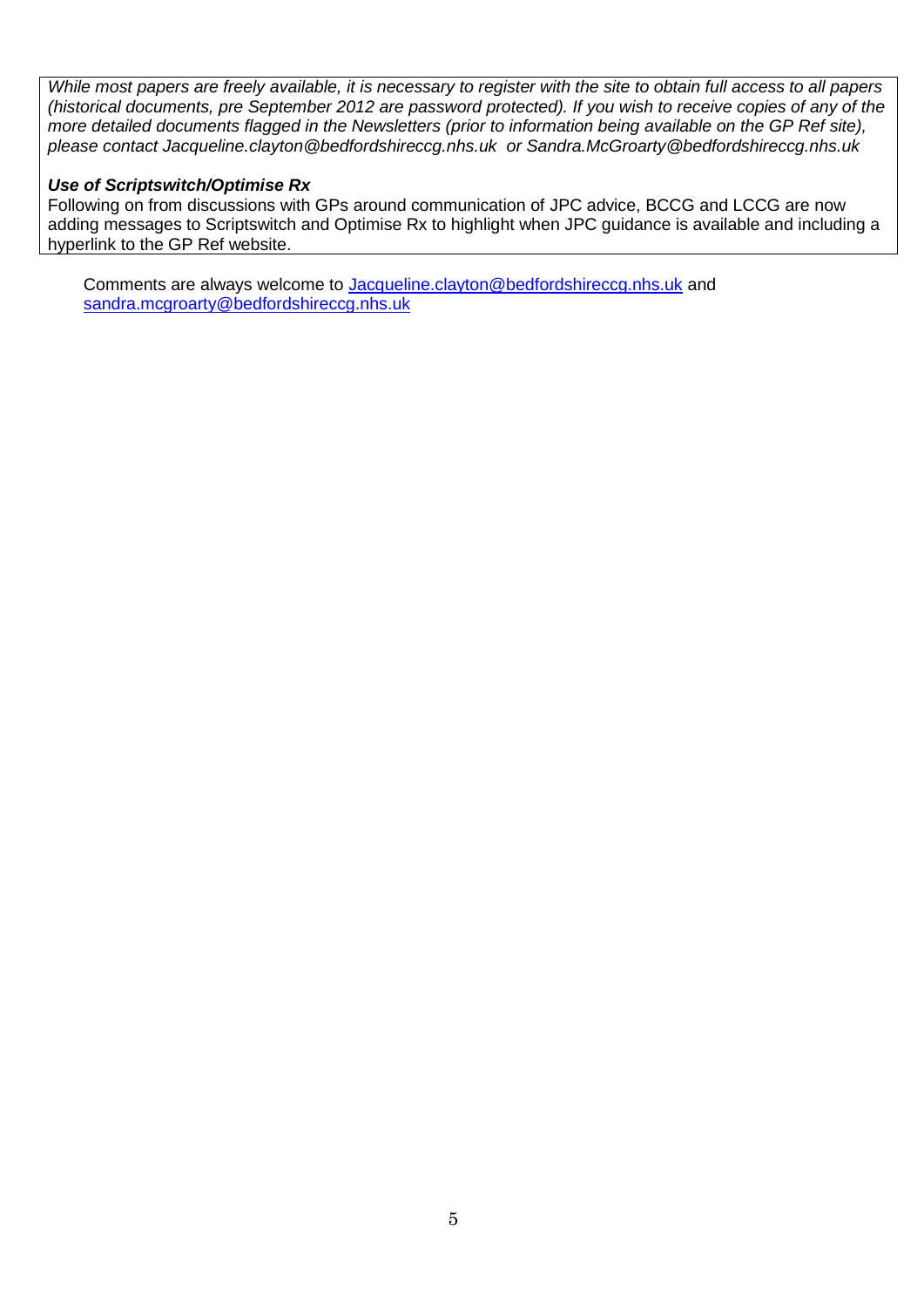*While most papers are freely available, it is necessary to register with the site to obtain full access to all papers (historical documents, pre September 2012 are password protected). If you wish to receive copies of any of the more detailed documents flagged in the Newsletters (prior to information being available on the GP Ref site), please contact Jacqueline.clayton@bedfordshireccg.nhs.uk or Sandra.McGroarty@bedfordshireccg.nhs.uk*

***Use of Scriptswitch/Optimise Rx***

Following on from discussions with GPs around communication of JPC advice, BCCG and LCCG are now adding messages to Scriptswitch and Optimise Rx to highlight when JPC guidance is available and including a hyperlink to the GP Ref website.

Comments are always welcome to Jacqueline.clayton@bedfordshireccg.nhs.uk and sandra.mcgroarty@bedfordshireccg.nhs.uk